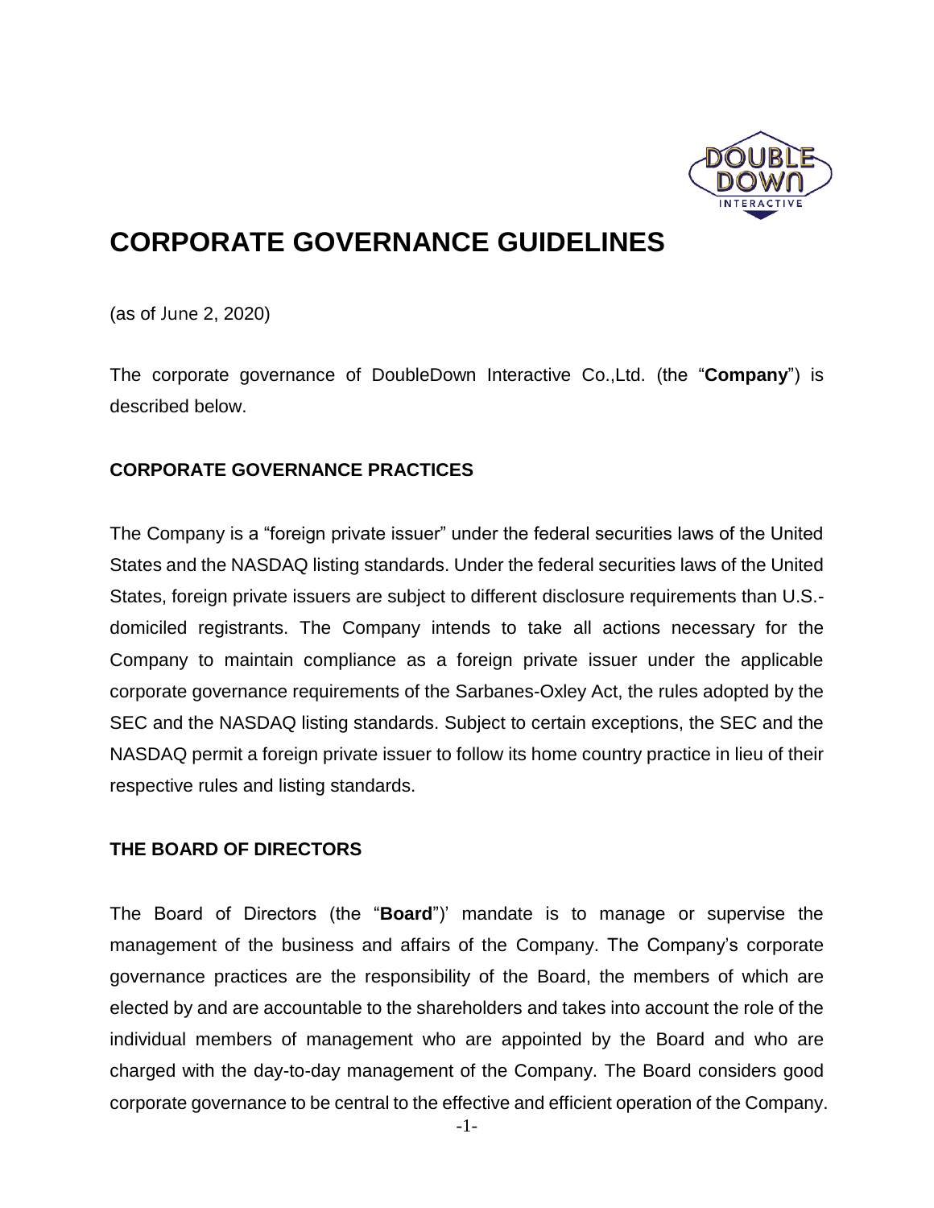# CORPORATE GOVERNANCE GUIDELINES

(as of June 2, 2020)

The corporate governance of DoubleDown Interactive Co.,Ltd. (the "**Company**") is described below.

## CORPORATE GOVERNANCE PRACTICES

The Company is a "foreign private issuer" under the federal securities laws of the United States and the NASDAQ listing standards. Under the federal securities laws of the United States, foreign private issuers are subject to different disclosure requirements than U.S.-domiciled registrants. The Company intends to take all actions necessary for the Company to maintain compliance as a foreign private issuer under the applicable corporate governance requirements of the Sarbanes-Oxley Act, the rules adopted by the SEC and the NASDAQ listing standards. Subject to certain exceptions, the SEC and the NASDAQ permit a foreign private issuer to follow its home country practice in lieu of their respective rules and listing standards.

## THE BOARD OF DIRECTORS

The Board of Directors (the "**Board**")' mandate is to manage or supervise the management of the business and affairs of the Company. The Company's corporate governance practices are the responsibility of the Board, the members of which are elected by and are accountable to the shareholders and takes into account the role of the individual members of management who are appointed by the Board and who are charged with the day-to-day management of the Company. The Board considers good corporate governance to be central to the effective and efficient operation of the Company.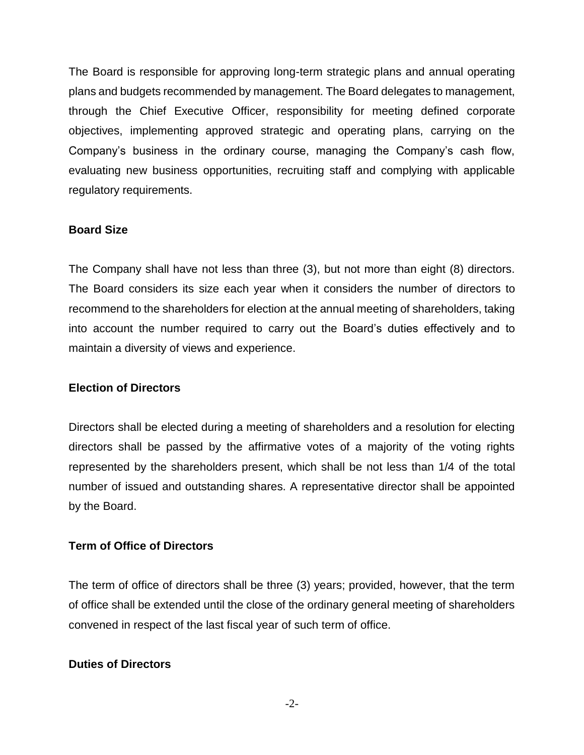The Board is responsible for approving long-term strategic plans and annual operating plans and budgets recommended by management. The Board delegates to management, through the Chief Executive Officer, responsibility for meeting defined corporate objectives, implementing approved strategic and operating plans, carrying on the Company's business in the ordinary course, managing the Company's cash flow, evaluating new business opportunities, recruiting staff and complying with applicable regulatory requirements.

**Board Size**

The Company shall have not less than three (3), but not more than eight (8) directors. The Board considers its size each year when it considers the number of directors to recommend to the shareholders for election at the annual meeting of shareholders, taking into account the number required to carry out the Board's duties effectively and to maintain a diversity of views and experience.

**Election of Directors**

Directors shall be elected during a meeting of shareholders and a resolution for electing directors shall be passed by the affirmative votes of a majority of the voting rights represented by the shareholders present, which shall be not less than 1/4 of the total number of issued and outstanding shares. A representative director shall be appointed by the Board.

**Term of Office of Directors**

The term of office of directors shall be three (3) years; provided, however, that the term of office shall be extended until the close of the ordinary general meeting of shareholders convened in respect of the last fiscal year of such term of office.

**Duties of Directors**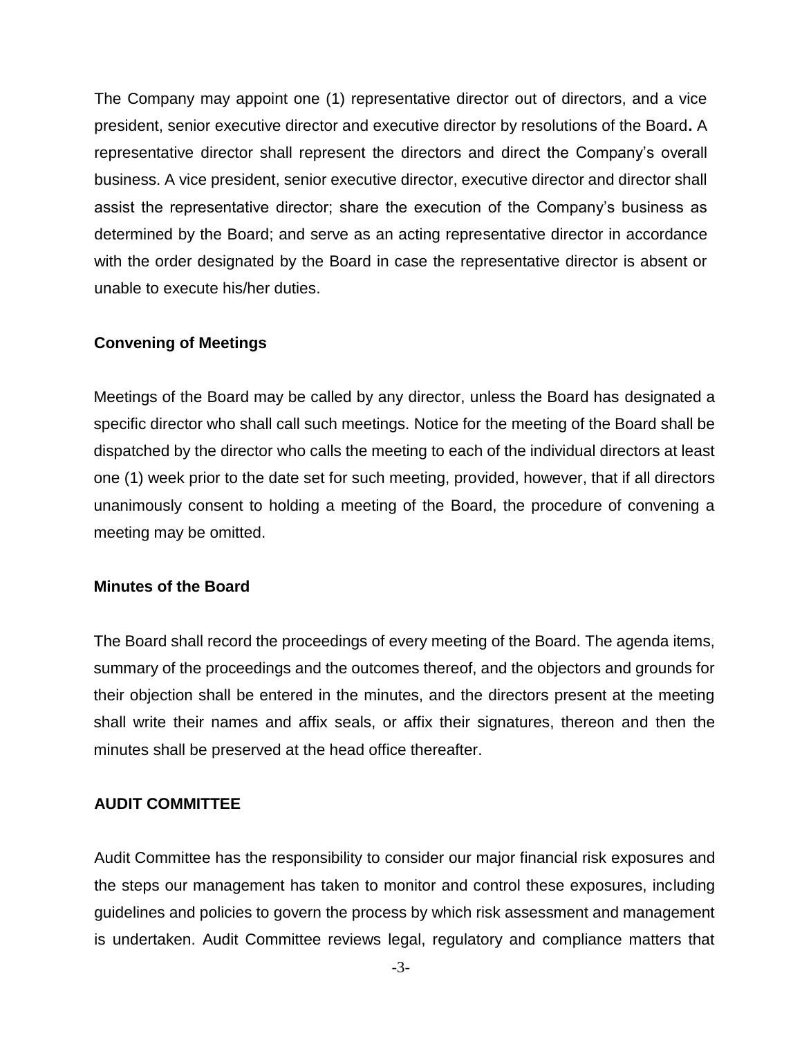The Company may appoint one (1) representative director out of directors, and a vice president, senior executive director and executive director by resolutions of the Board**.** A representative director shall represent the directors and direct the Company's overall business. A vice president, senior executive director, executive director and director shall assist the representative director; share the execution of the Company's business as determined by the Board; and serve as an acting representative director in accordance with the order designated by the Board in case the representative director is absent or unable to execute his/her duties.

### Convening of Meetings

Meetings of the Board may be called by any director, unless the Board has designated a specific director who shall call such meetings. Notice for the meeting of the Board shall be dispatched by the director who calls the meeting to each of the individual directors at least one (1) week prior to the date set for such meeting, provided, however, that if all directors unanimously consent to holding a meeting of the Board, the procedure of convening a meeting may be omitted.

### Minutes of the Board

The Board shall record the proceedings of every meeting of the Board. The agenda items, summary of the proceedings and the outcomes thereof, and the objectors and grounds for their objection shall be entered in the minutes, and the directors present at the meeting shall write their names and affix seals, or affix their signatures, thereon and then the minutes shall be preserved at the head office thereafter.

## AUDIT COMMITTEE

Audit Committee has the responsibility to consider our major financial risk exposures and the steps our management has taken to monitor and control these exposures, including guidelines and policies to govern the process by which risk assessment and management is undertaken. Audit Committee reviews legal, regulatory and compliance matters that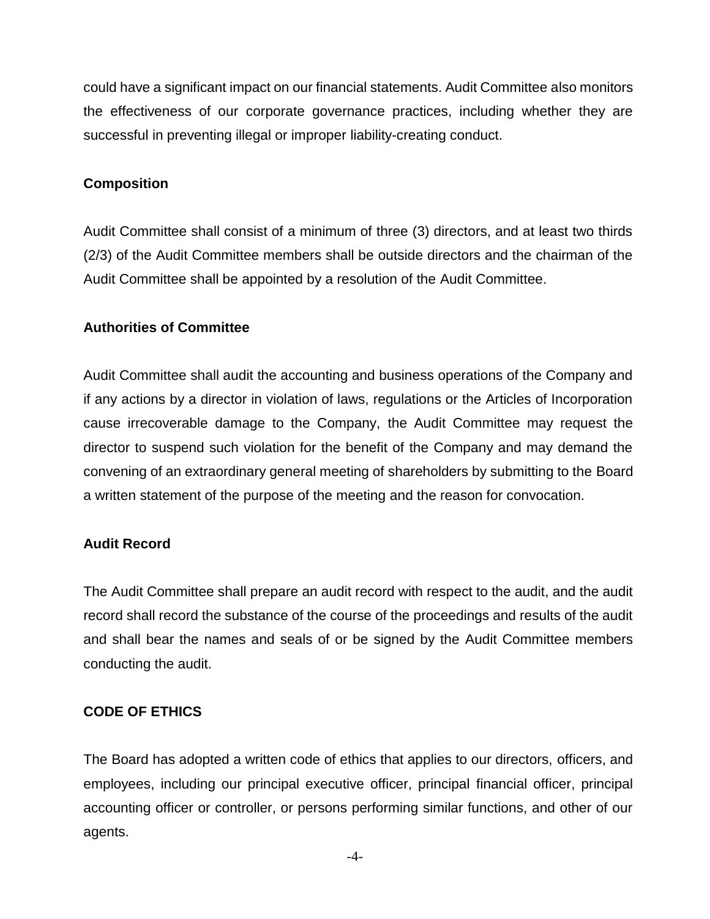could have a significant impact on our financial statements. Audit Committee also monitors the effectiveness of our corporate governance practices, including whether they are successful in preventing illegal or improper liability-creating conduct.

**Composition**

Audit Committee shall consist of a minimum of three (3) directors, and at least two thirds (2/3) of the Audit Committee members shall be outside directors and the chairman of the Audit Committee shall be appointed by a resolution of the Audit Committee.

**Authorities of Committee**

Audit Committee shall audit the accounting and business operations of the Company and if any actions by a director in violation of laws, regulations or the Articles of Incorporation cause irrecoverable damage to the Company, the Audit Committee may request the director to suspend such violation for the benefit of the Company and may demand the convening of an extraordinary general meeting of shareholders by submitting to the Board a written statement of the purpose of the meeting and the reason for convocation.

**Audit Record**

The Audit Committee shall prepare an audit record with respect to the audit, and the audit record shall record the substance of the course of the proceedings and results of the audit and shall bear the names and seals of or be signed by the Audit Committee members conducting the audit.

**CODE OF ETHICS**

The Board has adopted a written code of ethics that applies to our directors, officers, and employees, including our principal executive officer, principal financial officer, principal accounting officer or controller, or persons performing similar functions, and other of our agents.